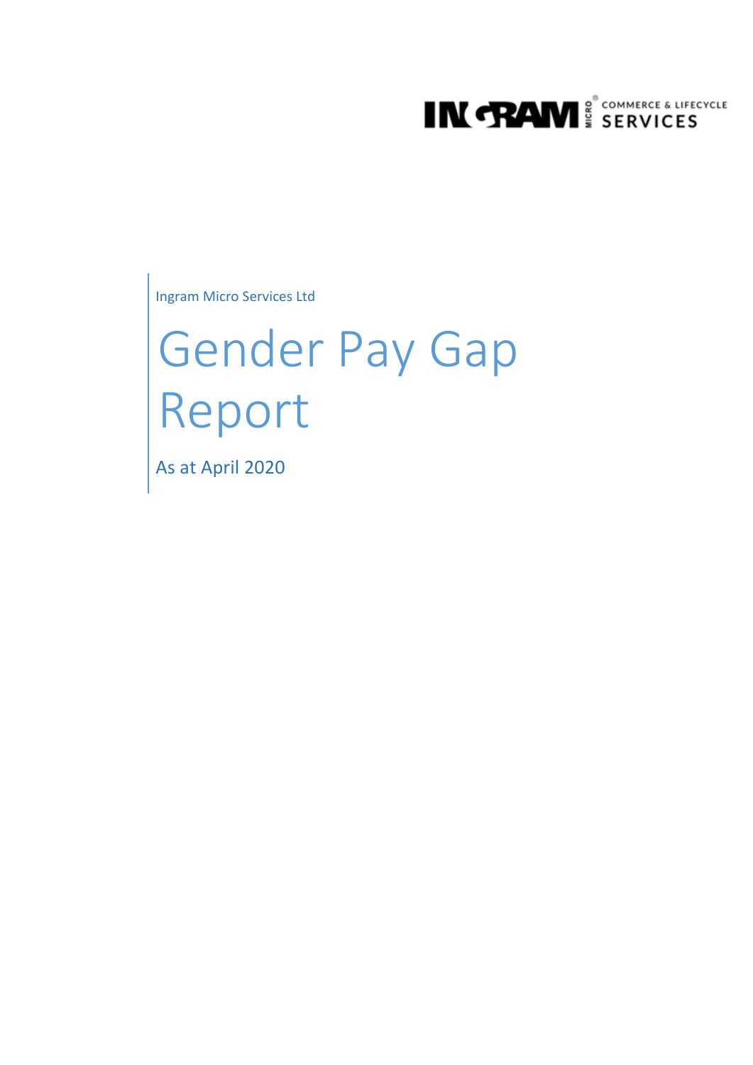INGRAM MICRO COMMERCE & LIFECYCLE SERVICES

Ingram Micro Services Ltd

# Gender Pay Gap Report

As at April 2020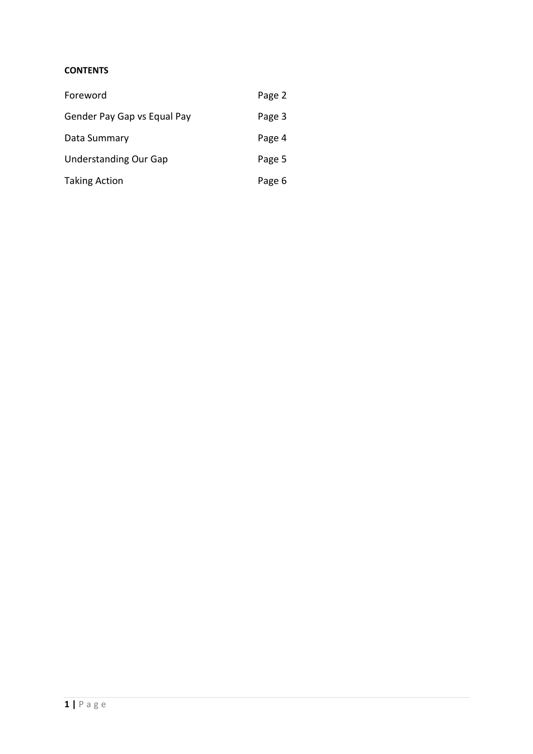**CONTENTS**

| | |
|---|---|
| Foreword | Page 2 |
| Gender Pay Gap vs Equal Pay | Page 3 |
| Data Summary | Page 4 |
| Understanding Our Gap | Page 5 |
| Taking Action | Page 6 |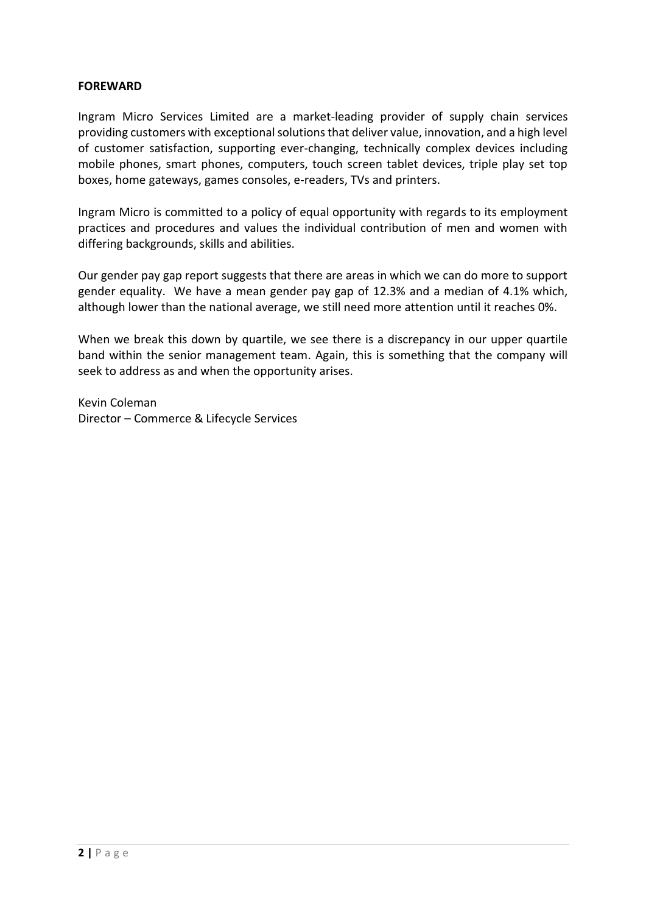**FOREWARD**

Ingram Micro Services Limited are a market-leading provider of supply chain services providing customers with exceptional solutions that deliver value, innovation, and a high level of customer satisfaction, supporting ever-changing, technically complex devices including mobile phones, smart phones, computers, touch screen tablet devices, triple play set top boxes, home gateways, games consoles, e-readers, TVs and printers.

Ingram Micro is committed to a policy of equal opportunity with regards to its employment practices and procedures and values the individual contribution of men and women with differing backgrounds, skills and abilities.

Our gender pay gap report suggests that there are areas in which we can do more to support gender equality. We have a mean gender pay gap of 12.3% and a median of 4.1% which, although lower than the national average, we still need more attention until it reaches 0%.

When we break this down by quartile, we see there is a discrepancy in our upper quartile band within the senior management team. Again, this is something that the company will seek to address as and when the opportunity arises.

Kevin Coleman
Director – Commerce & Lifecycle Services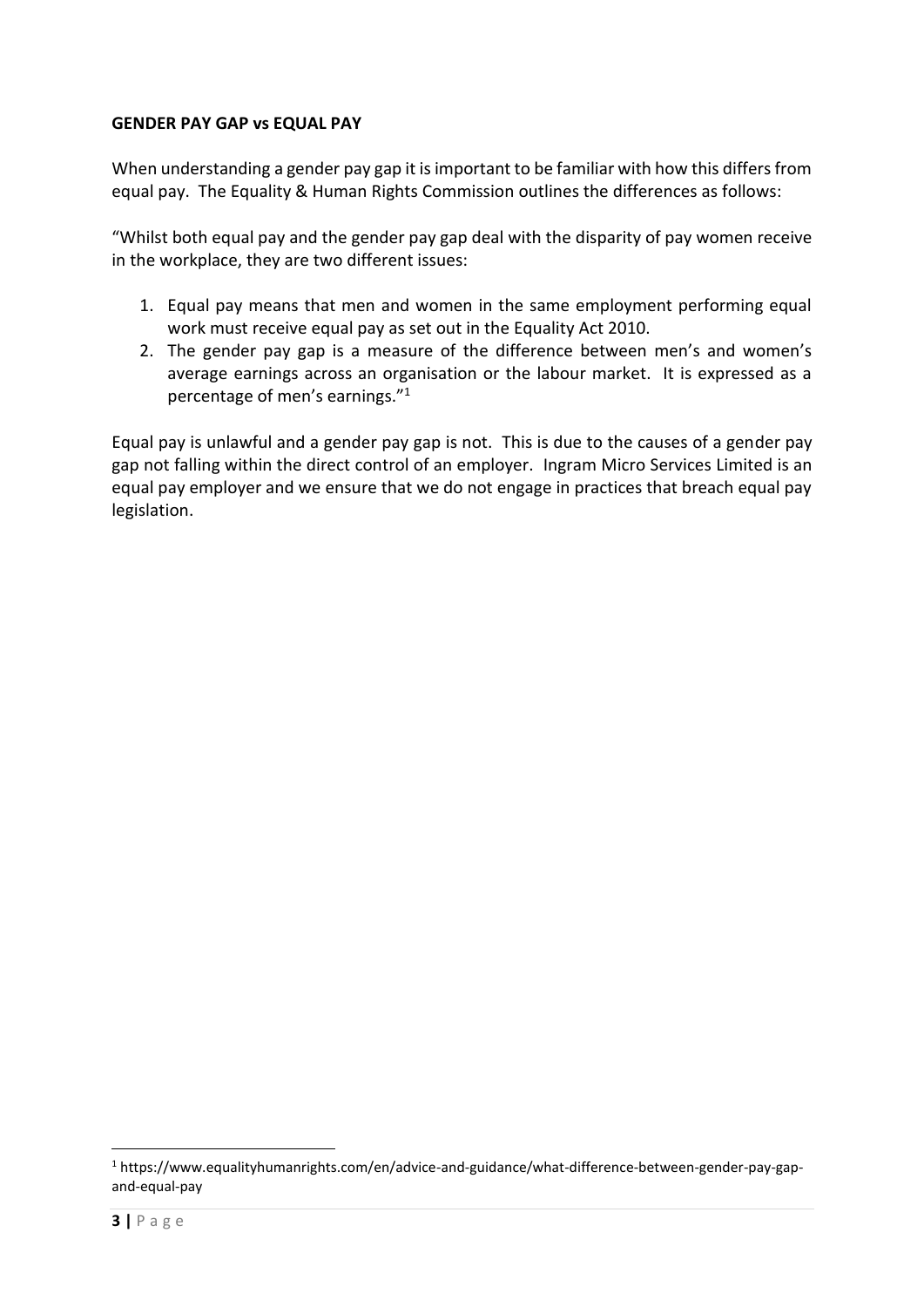**GENDER PAY GAP vs EQUAL PAY**

When understanding a gender pay gap it is important to be familiar with how this differs from equal pay. The Equality & Human Rights Commission outlines the differences as follows:

"Whilst both equal pay and the gender pay gap deal with the disparity of pay women receive in the workplace, they are two different issues:

1. Equal pay means that men and women in the same employment performing equal work must receive equal pay as set out in the Equality Act 2010.
2. The gender pay gap is a measure of the difference between men's and women's average earnings across an organisation or the labour market. It is expressed as a percentage of men's earnings."[1]

Equal pay is unlawful and a gender pay gap is not. This is due to the causes of a gender pay gap not falling within the direct control of an employer. Ingram Micro Services Limited is an equal pay employer and we ensure that we do not engage in practices that breach equal pay legislation.

[1] https://www.equalityhumanrights.com/en/advice-and-guidance/what-difference-between-gender-pay-gap-and-equal-pay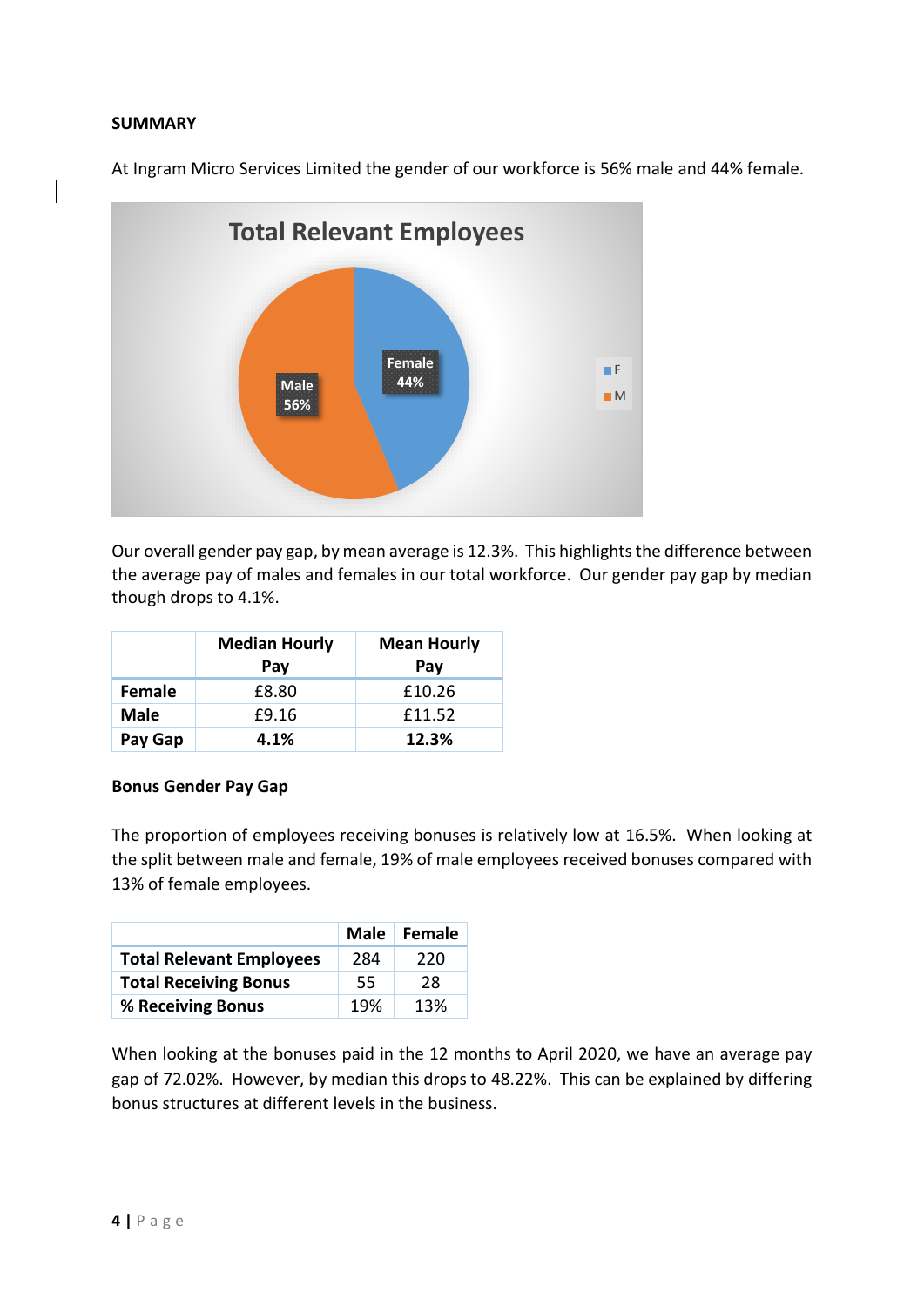**SUMMARY**

At Ingram Micro Services Limited the gender of our workforce is 56% male and 44% female.

Our overall gender pay gap, by mean average is 12.3%. This highlights the difference between the average pay of males and females in our total workforce. Our gender pay gap by median though drops to 4.1%.

| | Median Hourly Pay | Mean Hourly Pay |
|---|---|---|
| **Female** | £8.80 | £10.26 |
| **Male** | £9.16 | £11.52 |
| **Pay Gap** | **4.1%** | **12.3%** |

**Bonus Gender Pay Gap**

The proportion of employees receiving bonuses is relatively low at 16.5%. When looking at the split between male and female, 19% of male employees received bonuses compared with 13% of female employees.

| | Male | Female |
|---|---|---|
| **Total Relevant Employees** | 284 | 220 |
| **Total Receiving Bonus** | 55 | 28 |
| **% Receiving Bonus** | 19% | 13% |

When looking at the bonuses paid in the 12 months to April 2020, we have an average pay gap of 72.02%. However, by median this drops to 48.22%. This can be explained by differing bonus structures at different levels in the business.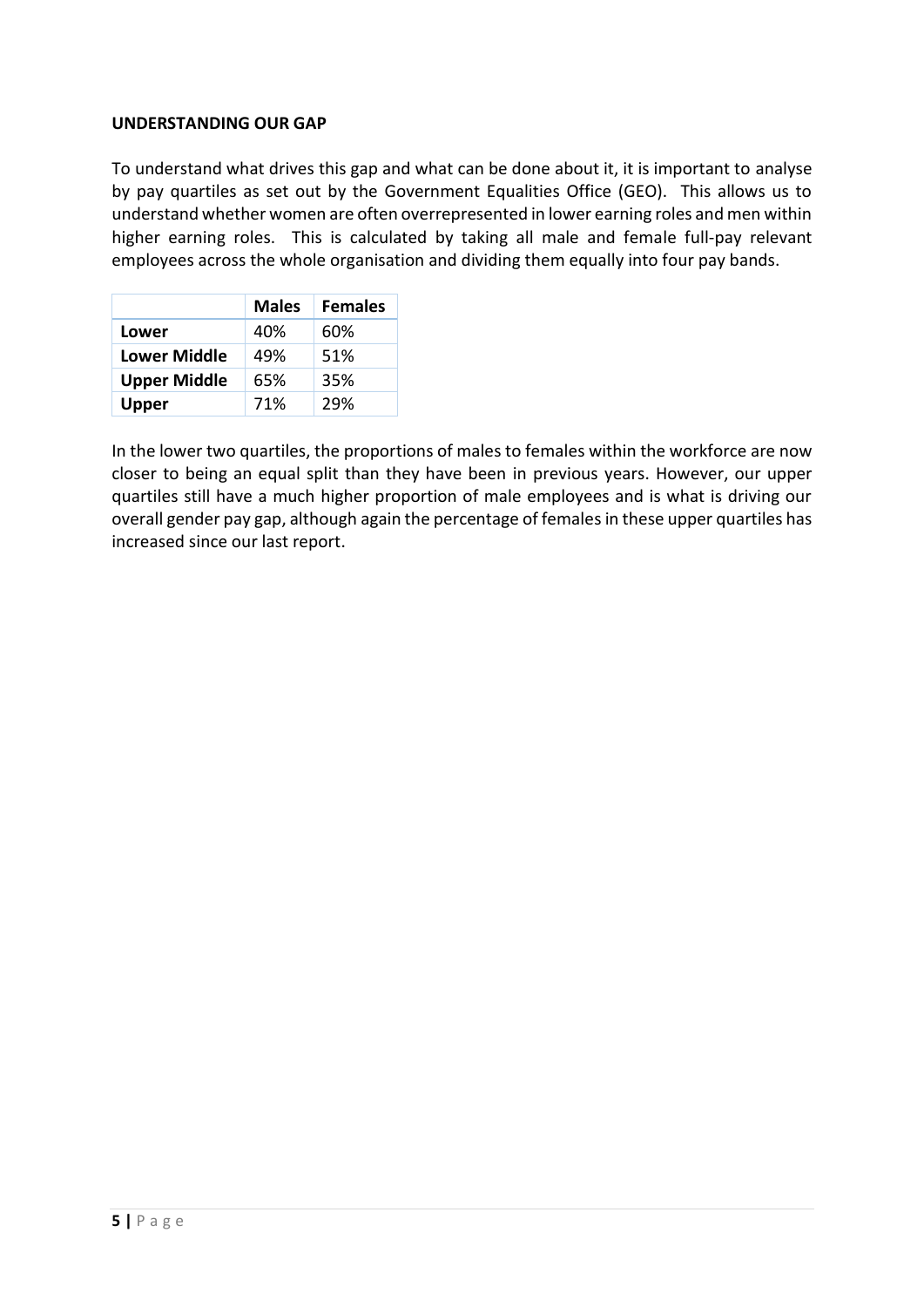## UNDERSTANDING OUR GAP

To understand what drives this gap and what can be done about it, it is important to analyse by pay quartiles as set out by the Government Equalities Office (GEO). This allows us to understand whether women are often overrepresented in lower earning roles and men within higher earning roles. This is calculated by taking all male and female full-pay relevant employees across the whole organisation and dividing them equally into four pay bands.

| | Males | Females |
|---|---|---|
| **Lower** | 40% | 60% |
| **Lower Middle** | 49% | 51% |
| **Upper Middle** | 65% | 35% |
| **Upper** | 71% | 29% |

In the lower two quartiles, the proportions of males to females within the workforce are now closer to being an equal split than they have been in previous years. However, our upper quartiles still have a much higher proportion of male employees and is what is driving our overall gender pay gap, although again the percentage of females in these upper quartiles has increased since our last report.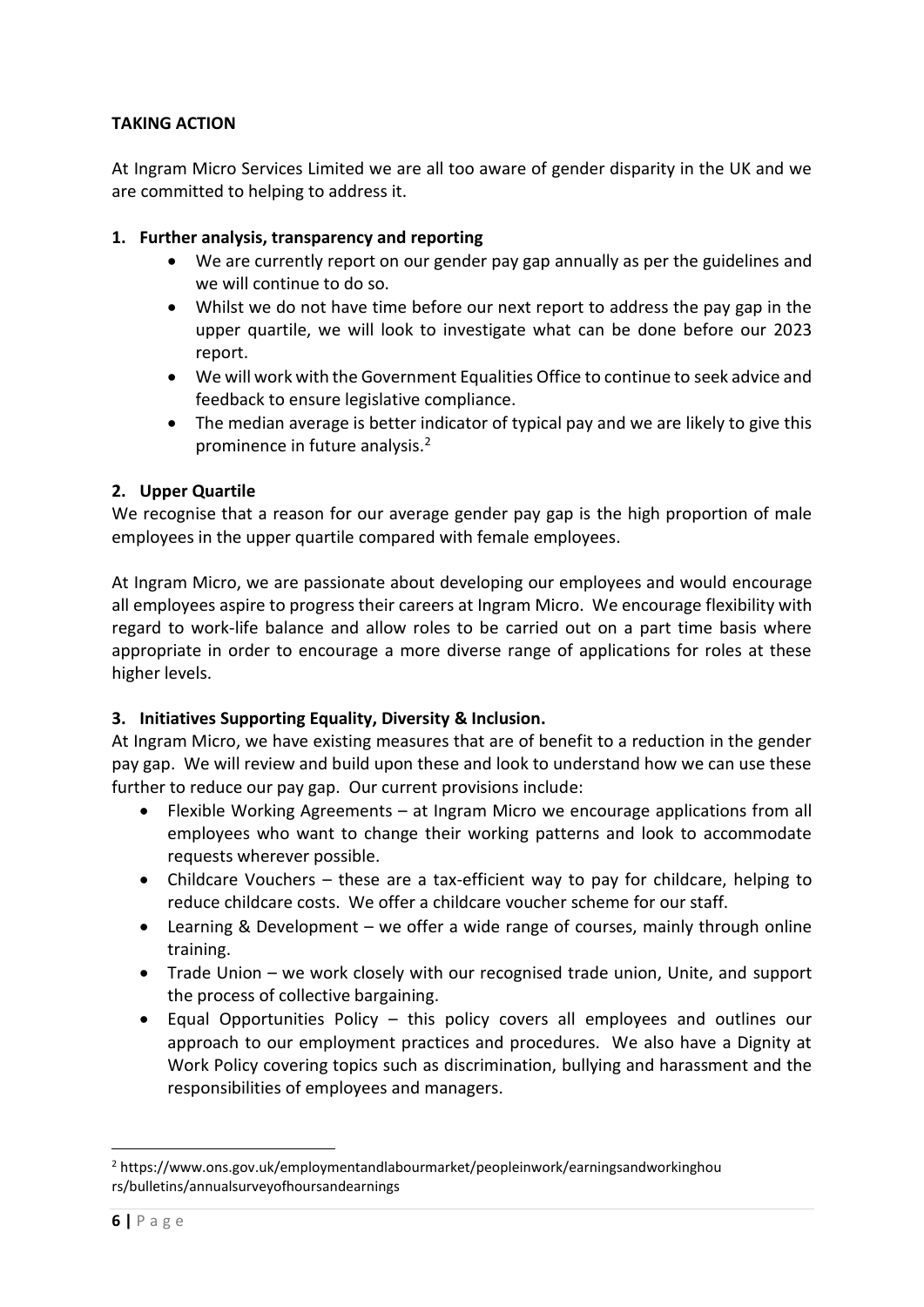**TAKING ACTION**

At Ingram Micro Services Limited we are all too aware of gender disparity in the UK and we are committed to helping to address it.

**1. Further analysis, transparency and reporting**

- We are currently report on our gender pay gap annually as per the guidelines and we will continue to do so.
- Whilst we do not have time before our next report to address the pay gap in the upper quartile, we will look to investigate what can be done before our 2023 report.
- We will work with the Government Equalities Office to continue to seek advice and feedback to ensure legislative compliance.
- The median average is better indicator of typical pay and we are likely to give this prominence in future analysis.[2]

**2. Upper Quartile**

We recognise that a reason for our average gender pay gap is the high proportion of male employees in the upper quartile compared with female employees.

At Ingram Micro, we are passionate about developing our employees and would encourage all employees aspire to progress their careers at Ingram Micro. We encourage flexibility with regard to work-life balance and allow roles to be carried out on a part time basis where appropriate in order to encourage a more diverse range of applications for roles at these higher levels.

**3. Initiatives Supporting Equality, Diversity & Inclusion.**

At Ingram Micro, we have existing measures that are of benefit to a reduction in the gender pay gap. We will review and build upon these and look to understand how we can use these further to reduce our pay gap. Our current provisions include:

- Flexible Working Agreements – at Ingram Micro we encourage applications from all employees who want to change their working patterns and look to accommodate requests wherever possible.
- Childcare Vouchers – these are a tax-efficient way to pay for childcare, helping to reduce childcare costs. We offer a childcare voucher scheme for our staff.
- Learning & Development – we offer a wide range of courses, mainly through online training.
- Trade Union – we work closely with our recognised trade union, Unite, and support the process of collective bargaining.
- Equal Opportunities Policy – this policy covers all employees and outlines our approach to our employment practices and procedures. We also have a Dignity at Work Policy covering topics such as discrimination, bullying and harassment and the responsibilities of employees and managers.

---

[2] https://www.ons.gov.uk/employmentandlabourmarket/peopleinwork/earningsandworkinghours/bulletins/annualsurveyofhoursandearnings